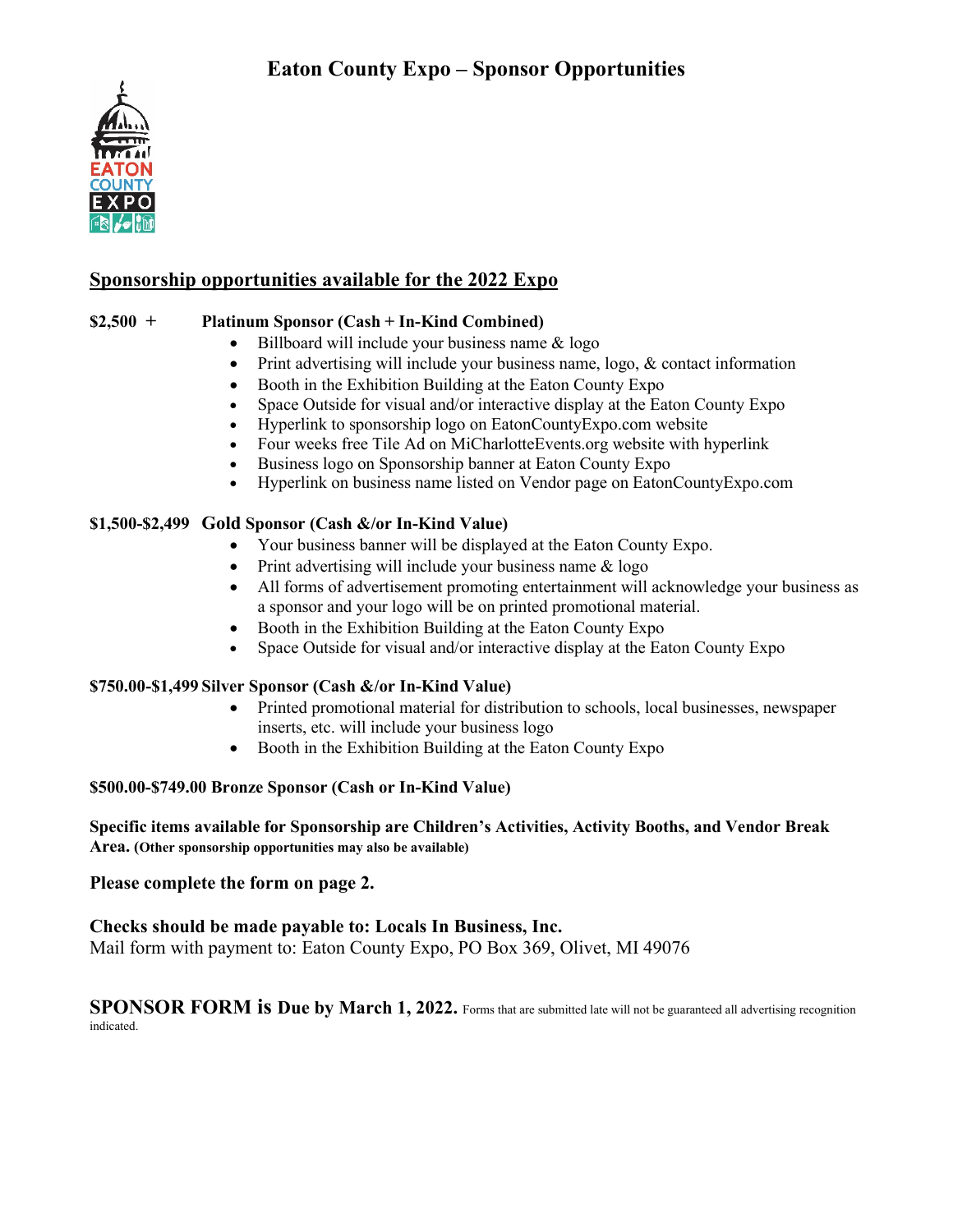# Eaton County Expo – Sponsor Opportunities

## Sponsorship opportunities available for the 2022 Expo

**$2,500 + Platinum Sponsor (Cash + In-Kind Combined)**

- Billboard will include your business name & logo
- Print advertising will include your business name, logo, & contact information
- Booth in the Exhibition Building at the Eaton County Expo
- Space Outside for visual and/or interactive display at the Eaton County Expo
- Hyperlink to sponsorship logo on EatonCountyExpo.com website
- Four weeks free Tile Ad on MiCharlotteEvents.org website with hyperlink
- Business logo on Sponsorship banner at Eaton County Expo
- Hyperlink on business name listed on Vendor page on EatonCountyExpo.com

**$1,500-$2,499 Gold Sponsor (Cash &/or In-Kind Value)**

- Your business banner will be displayed at the Eaton County Expo.
- Print advertising will include your business name & logo
- All forms of advertisement promoting entertainment will acknowledge your business as a sponsor and your logo will be on printed promotional material.
- Booth in the Exhibition Building at the Eaton County Expo
- Space Outside for visual and/or interactive display at the Eaton County Expo

**$750.00-$1,499 Silver Sponsor (Cash &/or In-Kind Value)**

- Printed promotional material for distribution to schools, local businesses, newspaper inserts, etc. will include your business logo
- Booth in the Exhibition Building at the Eaton County Expo

**$500.00-$749.00 Bronze Sponsor (Cash or In-Kind Value)**

**Specific items available for Sponsorship are Children's Activities, Activity Booths, and Vendor Break Area. (Other sponsorship opportunities may also be available)**

**Please complete the form on page 2.**

**Checks should be made payable to: Locals In Business, Inc.**
Mail form with payment to: Eaton County Expo, PO Box 369, Olivet, MI 49076

**SPONSOR FORM is Due by March 1, 2022.** Forms that are submitted late will not be guaranteed all advertising recognition indicated.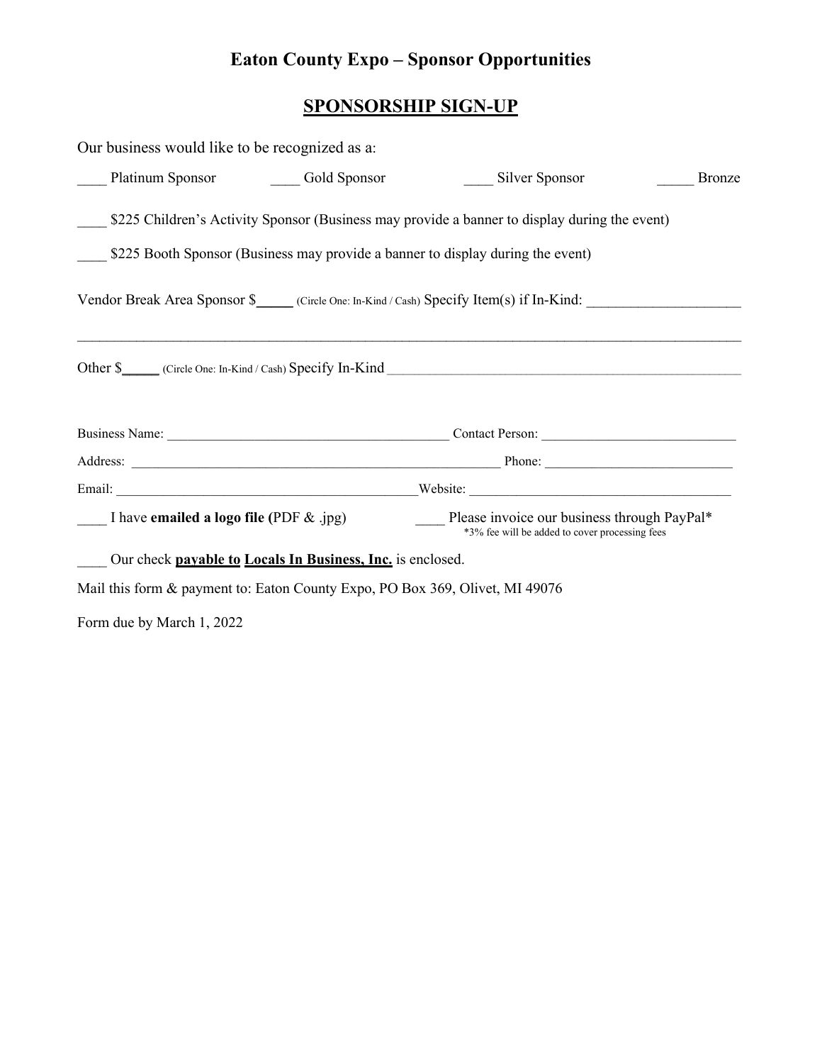# Eaton County Expo – Sponsor Opportunities

## SPONSORSHIP SIGN-UP

Our business would like to be recognized as a:

____ Platinum Sponsor ____ Gold Sponsor ____ Silver Sponsor _____ Bronze

____ $225 Children's Activity Sponsor (Business may provide a banner to display during the event)

____ $225 Booth Sponsor (Business may provide a banner to display during the event)

Vendor Break Area Sponsor $_____ (Circle One: In-Kind / Cash) Specify Item(s) if In-Kind: ____________________

__________________________________________________________________________________________

Other $_____ (Circle One: In-Kind / Cash) Specify In-Kind ______________________________________________

Business Name: ________________________________________ Contact Person: ____________________________

Address: ______________________________________________________ Phone: ___________________________

Email: ___________________________________________ Website: ______________________________________

____ I have **emailed a logo file (**PDF & .jpg) ____ Please invoice our business through PayPal*
*3% fee will be added to cover processing fees

____ Our check **payable to Locals In Business, Inc.** is enclosed.

Mail this form & payment to: Eaton County Expo, PO Box 369, Olivet, MI 49076

Form due by March 1, 2022